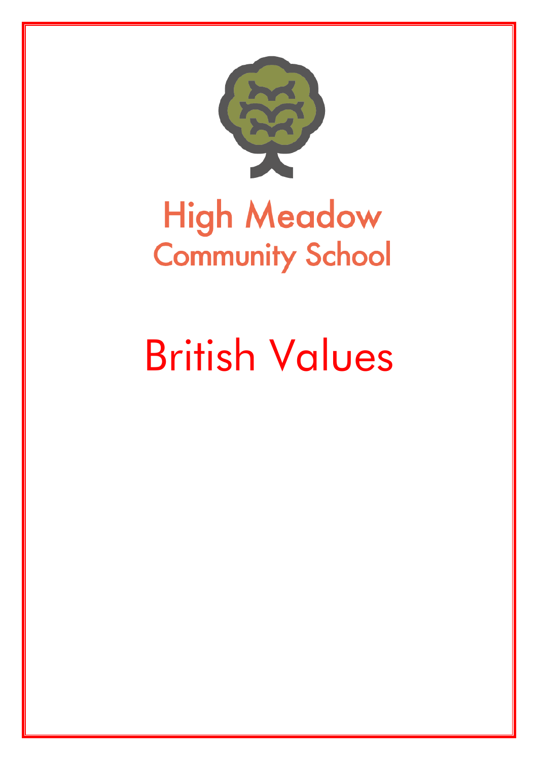High Meadow
Community School

# British Values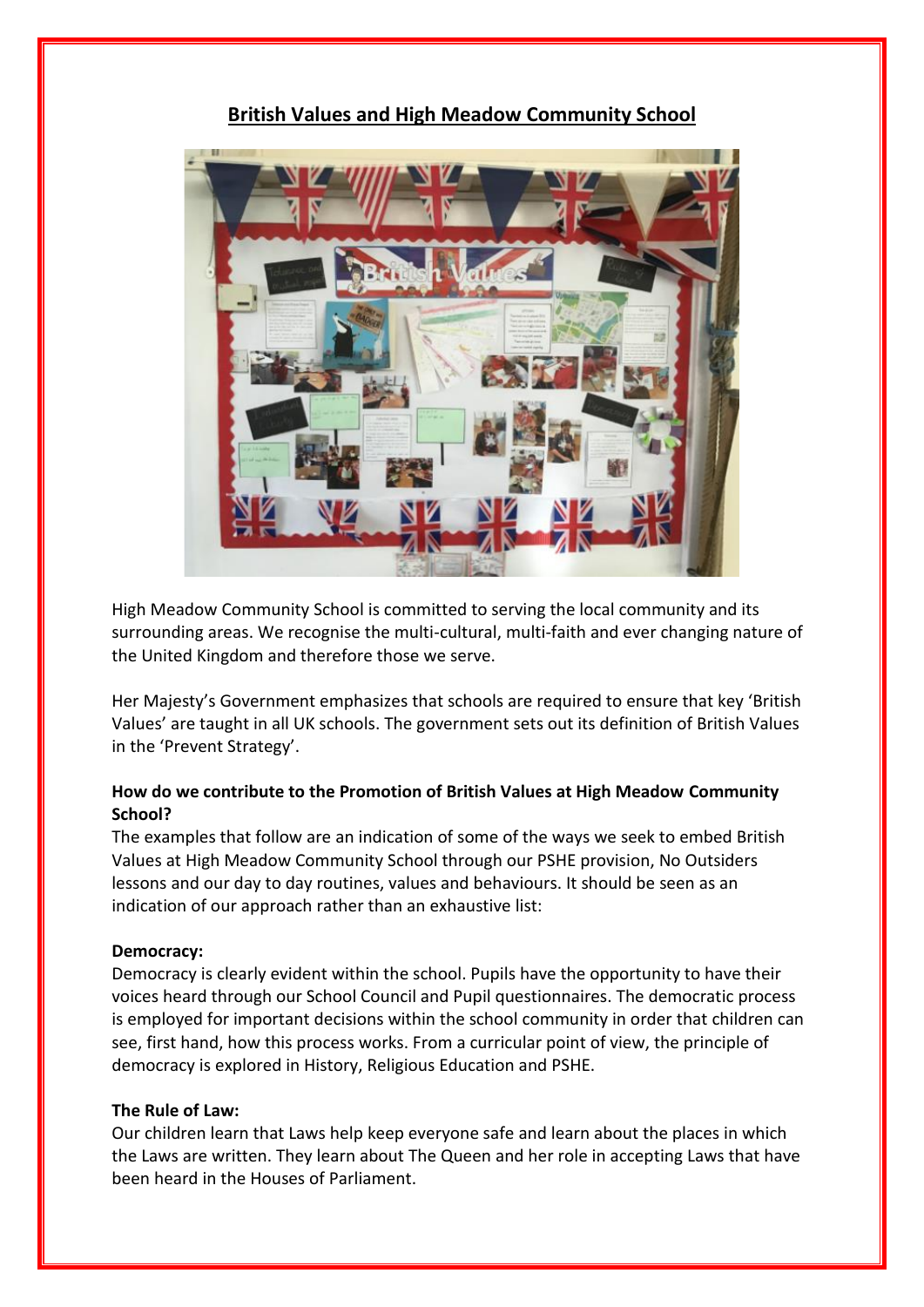## British Values and High Meadow Community School

High Meadow Community School is committed to serving the local community and its surrounding areas. We recognise the multi-cultural, multi-faith and ever changing nature of the United Kingdom and therefore those we serve.

Her Majesty's Government emphasizes that schools are required to ensure that key 'British Values' are taught in all UK schools. The government sets out its definition of British Values in the 'Prevent Strategy'.

**How do we contribute to the Promotion of British Values at High Meadow Community School?**

The examples that follow are an indication of some of the ways we seek to embed British Values at High Meadow Community School through our PSHE provision, No Outsiders lessons and our day to day routines, values and behaviours. It should be seen as an indication of our approach rather than an exhaustive list:

**Democracy:**

Democracy is clearly evident within the school. Pupils have the opportunity to have their voices heard through our School Council and Pupil questionnaires. The democratic process is employed for important decisions within the school community in order that children can see, first hand, how this process works. From a curricular point of view, the principle of democracy is explored in History, Religious Education and PSHE.

**The Rule of Law:**

Our children learn that Laws help keep everyone safe and learn about the places in which the Laws are written. They learn about The Queen and her role in accepting Laws that have been heard in the Houses of Parliament.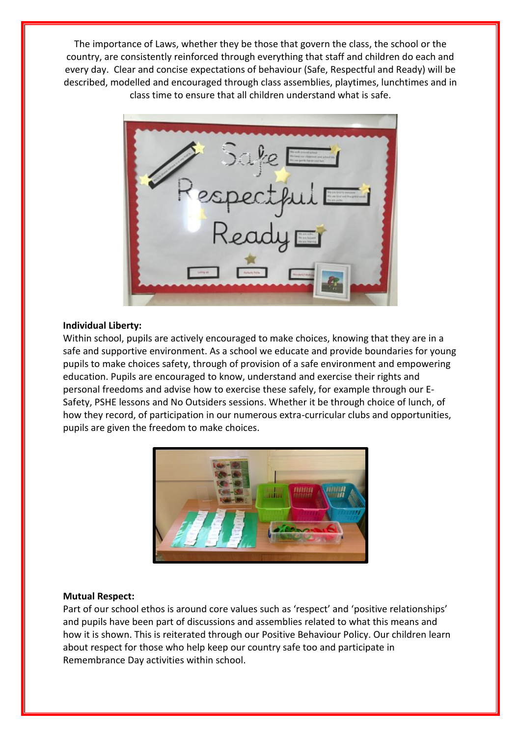The importance of Laws, whether they be those that govern the class, the school or the country, are consistently reinforced through everything that staff and children do each and every day. Clear and concise expectations of behaviour (Safe, Respectful and Ready) will be described, modelled and encouraged through class assemblies, playtimes, lunchtimes and in class time to ensure that all children understand what is safe.

**Individual Liberty:**

Within school, pupils are actively encouraged to make choices, knowing that they are in a safe and supportive environment. As a school we educate and provide boundaries for young pupils to make choices safety, through of provision of a safe environment and empowering education. Pupils are encouraged to know, understand and exercise their rights and personal freedoms and advise how to exercise these safely, for example through our E-Safety, PSHE lessons and No Outsiders sessions. Whether it be through choice of lunch, of how they record, of participation in our numerous extra-curricular clubs and opportunities, pupils are given the freedom to make choices.

**Mutual Respect:**

Part of our school ethos is around core values such as 'respect' and 'positive relationships' and pupils have been part of discussions and assemblies related to what this means and how it is shown. This is reiterated through our Positive Behaviour Policy. Our children learn about respect for those who help keep our country safe too and participate in Remembrance Day activities within school.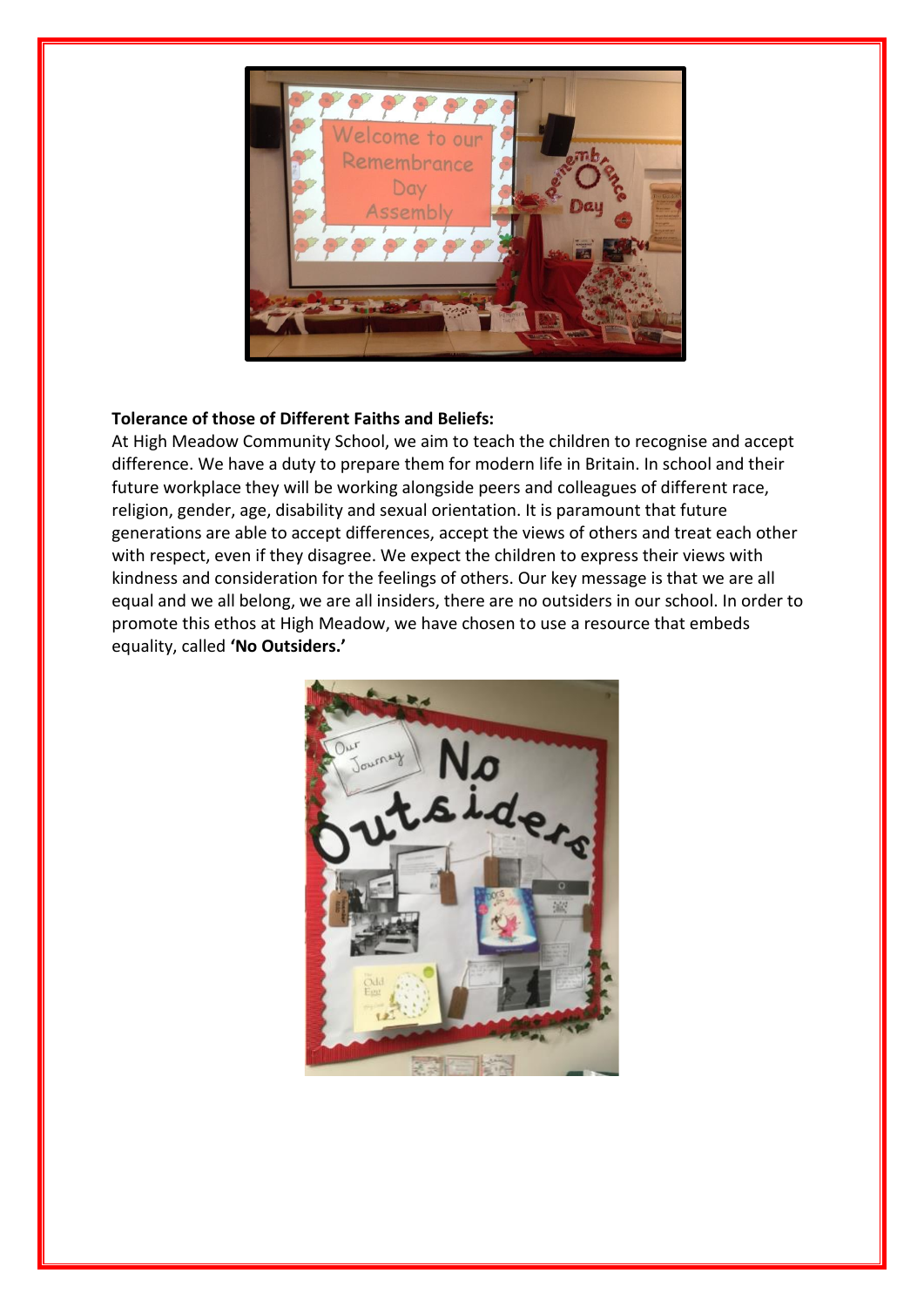**Tolerance of those of Different Faiths and Beliefs:**

At High Meadow Community School, we aim to teach the children to recognise and accept difference. We have a duty to prepare them for modern life in Britain. In school and their future workplace they will be working alongside peers and colleagues of different race, religion, gender, age, disability and sexual orientation. It is paramount that future generations are able to accept differences, accept the views of others and treat each other with respect, even if they disagree. We expect the children to express their views with kindness and consideration for the feelings of others. Our key message is that we are all equal and we all belong, we are all insiders, there are no outsiders in our school. In order to promote this ethos at High Meadow, we have chosen to use a resource that embeds equality, called **'No Outsiders.'**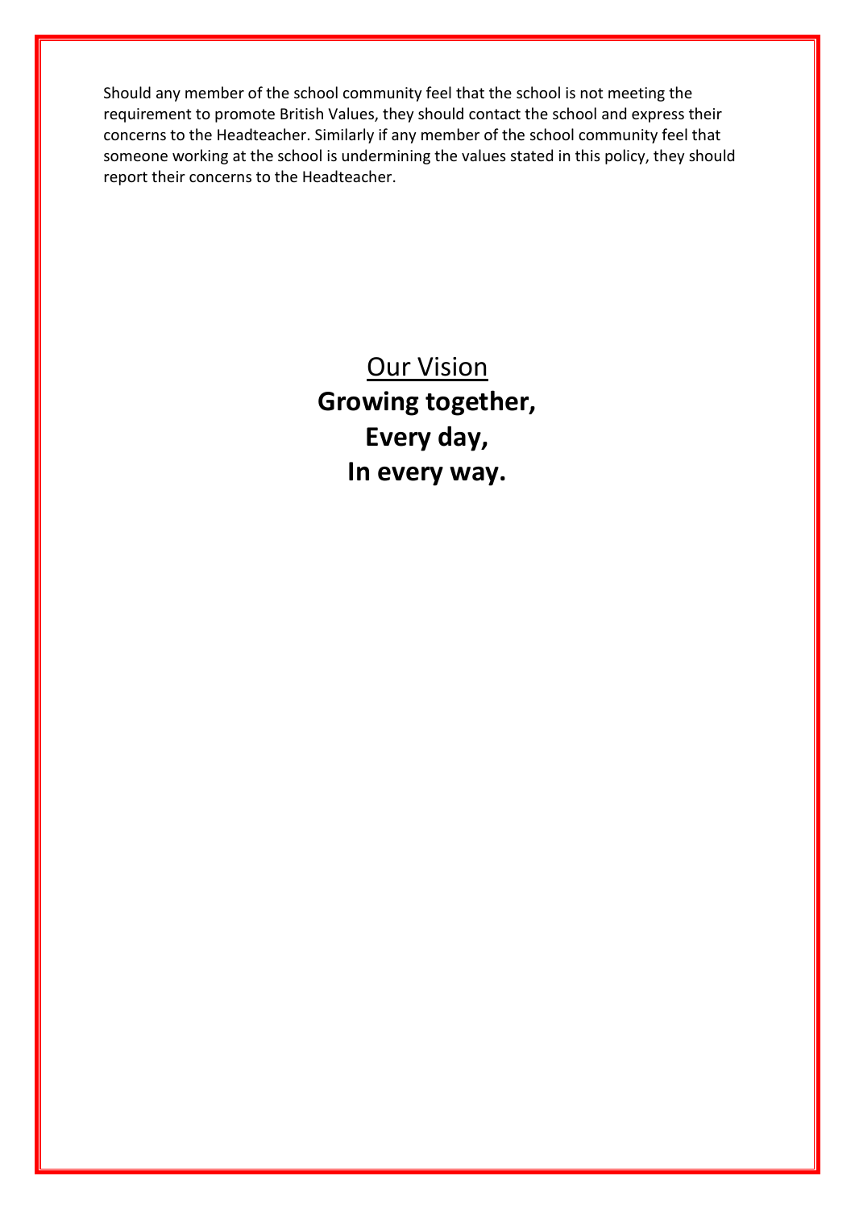Should any member of the school community feel that the school is not meeting the requirement to promote British Values, they should contact the school and express their concerns to the Headteacher. Similarly if any member of the school community feel that someone working at the school is undermining the values stated in this policy, they should report their concerns to the Headteacher.

## Our Vision

**Growing together,**
**Every day,**
**In every way.**